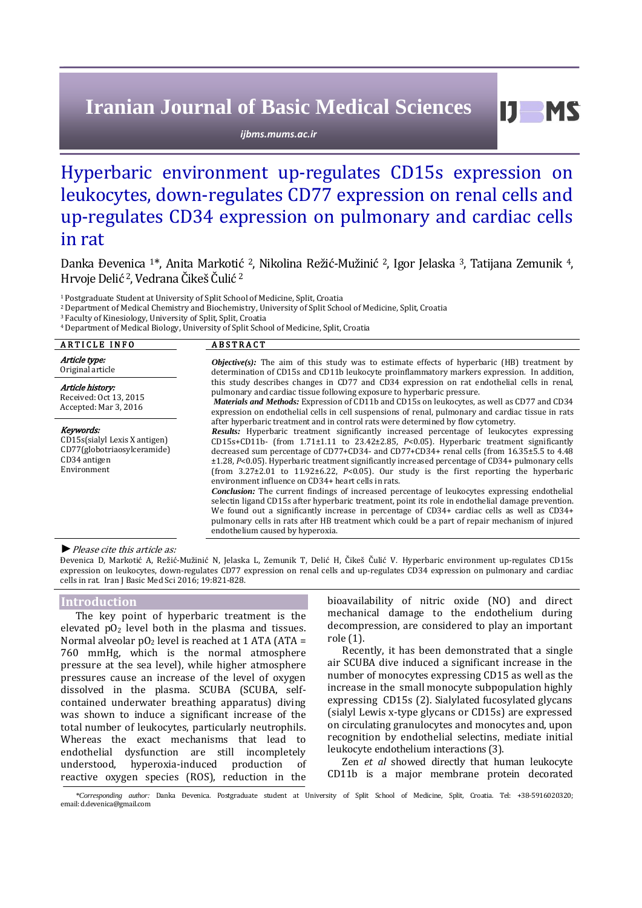# Hyperbaric environment up-regulates CD15s expression on leukocytes, down-regulates CD77 expression on renal cells and up-regulates CD34 expression on pulmonary and cardiac cells in rat

Danka Đevenica [1]*, Anita Markotić [2], Nikolina Režić-Mužinić [2], Igor Jelaska [3], Tatijana Zemunik [4], Hrvoje Delić [2], Vedrana Čikeš Čulić [2]

[1] Postgraduate Student at University of Split School of Medicine, Split, Croatia
[2] Department of Medical Chemistry and Biochemistry, University of Split School of Medicine, Split, Croatia
[3] Faculty of Kinesiology, University of Split, Split, Croatia
[4] Department of Medical Biology, University of Split School of Medicine, Split, Croatia

## ARTICLE INFO

***Article type:***
Original article

***Article history:***
Received: Oct 13, 2015
Accepted: Mar 3, 2016

***Keywords:***
CD15s(sialyl Lexis X antigen)
CD77(globotriaosylceramide)
CD34 antigen
Environment

## ABSTRACT

***Objective(s):*** The aim of this study was to estimate effects of hyperbaric (HB) treatment by determination of CD15s and CD11b leukocyte proinflammatory markers expression. In addition, this study describes changes in CD77 and CD34 expression on rat endothelial cells in renal, pulmonary and cardiac tissue following exposure to hyperbaric pressure.

***Materials and Methods:*** Expression of CD11b and CD15s on leukocytes, as well as CD77 and CD34 expression on endothelial cells in cell suspensions of renal, pulmonary and cardiac tissue in rats after hyperbaric treatment and in control rats were determined by flow cytometry.

***Results:*** Hyperbaric treatment significantly increased percentage of leukocytes expressing CD15s+CD11b- (from 1.71±1.11 to 23.42±2.85, *P*<0.05). Hyperbaric treatment significantly decreased sum percentage of CD77+CD34- and CD77+CD34+ renal cells (from 16.35±5.5 to 4.48 ±1.28, *P*<0.05). Hyperbaric treatment significantly increased percentage of CD34+ pulmonary cells (from 3.27±2.01 to 11.92±6.22, *P*<0.05). Our study is the first reporting the hyperbaric environment influence on CD34+ heart cells in rats.

***Conclusion:*** The current findings of increased percentage of leukocytes expressing endothelial selectin ligand CD15s after hyperbaric treatment, point its role in endothelial damage prevention. We found out a significantly increase in percentage of CD34+ cardiac cells as well as CD34+ pulmonary cells in rats after HB treatment which could be a part of repair mechanism of injured endothelium caused by hyperoxia.

► *Please cite this article as:*

Đevenica D, Markotić A, Režić-Mužinić N, Jelaska I, Zemunik T, Delić H, Čikeš Čulić V. Hyperbaric environment up-regulates CD15s expression on leukocytes, down-regulates CD77 expression on renal cells and up-regulates CD34 expression on pulmonary and cardiac cells in rat. Iran J Basic Med Sci 2016; 19:821-828.

## Introduction

The key point of hyperbaric treatment is the elevated $pO_2$ level both in the plasma and tissues. Normal alveolar $pO_2$ level is reached at 1 ATA (ATA = 760 mmHg, which is the normal atmosphere pressure at the sea level), while higher atmosphere pressures cause an increase of the level of oxygen dissolved in the plasma. SCUBA (SCUBA, self-contained underwater breathing apparatus) diving was shown to induce a significant increase of the total number of leukocytes, particularly neutrophils. Whereas the exact mechanisms that lead to endothelial dysfunction are still incompletely understood, hyperoxia-induced production of reactive oxygen species (ROS), reduction in the bioavailability of nitric oxide (NO) and direct mechanical damage to the endothelium during decompression, are considered to play an important role (1).

Recently, it has been demonstrated that a single air SCUBA dive induced a significant increase in the number of monocytes expressing CD15 as well as the increase in the small monocyte subpopulation highly expressing CD15s (2). Sialylated fucosylated glycans (sialyl Lewis x-type glycans or CD15s) are expressed on circulating granulocytes and monocytes and, upon recognition by endothelial selectins, mediate initial leukocyte endothelium interactions (3).

Zen *et al* showed directly that human leukocyte CD11b is a major membrane protein decorated

*Corresponding author: Danka Đevenica. Postgraduate student at University of Split School of Medicine, Split, Croatia. Tel: +38-5916020320; email: d.devenica@gmail.com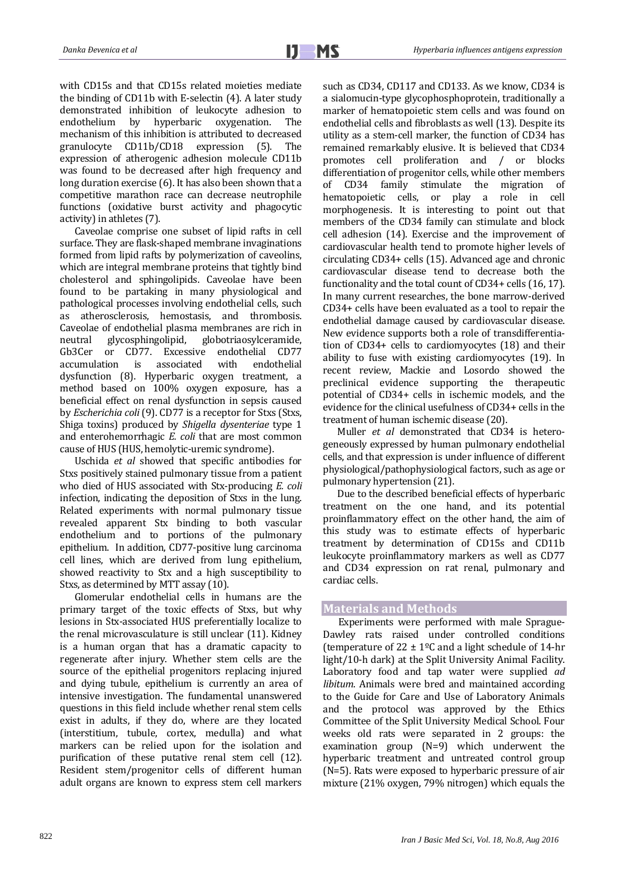with CD15s and that CD15s related moieties mediate the binding of CD11b with E-selectin (4). A later study demonstrated inhibition of leukocyte adhesion to endothelium by hyperbaric oxygenation. The mechanism of this inhibition is attributed to decreased granulocyte CD11b/CD18 expression (5). The expression of atherogenic adhesion molecule CD11b was found to be decreased after high frequency and long duration exercise (6). It has also been shown that a competitive marathon race can decrease neutrophile functions (oxidative burst activity and phagocytic activity) in athletes (7).

Caveolae comprise one subset of lipid rafts in cell surface. They are flask-shaped membrane invaginations formed from lipid rafts by polymerization of caveolins, which are integral membrane proteins that tightly bind cholesterol and sphingolipids. Caveolae have been found to be partaking in many physiological and pathological processes involving endothelial cells, such as atherosclerosis, hemostasis, and thrombosis. Caveolae of endothelial plasma membranes are rich in neutral glycosphingolipid, globotriaosylceramide, Gb3Cer or CD77. Excessive endothelial CD77 accumulation is associated with endothelial dysfunction (8). Hyperbaric oxygen treatment, a method based on 100% oxygen exposure, has a beneficial effect on renal dysfunction in sepsis caused by *Escherichia coli* (9). CD77 is a receptor for Stxs (Stxs, Shiga toxins) produced by *Shigella dysenteriae* type 1 and enterohemorrhagic *E. coli* that are most common cause of HUS (HUS, hemolytic-uremic syndrome).

Uschida *et al* showed that specific antibodies for Stxs positively stained pulmonary tissue from a patient who died of HUS associated with Stx-producing *E. coli* infection, indicating the deposition of Stxs in the lung. Related experiments with normal pulmonary tissue revealed apparent Stx binding to both vascular endothelium and to portions of the pulmonary epithelium. In addition, CD77-positive lung carcinoma cell lines, which are derived from lung epithelium, showed reactivity to Stx and a high susceptibility to Stxs, as determined by MTT assay (10).

Glomerular endothelial cells in humans are the primary target of the toxic effects of Stxs, but why lesions in Stx-associated HUS preferentially localize to the renal microvasculature is still unclear (11). Kidney is a human organ that has a dramatic capacity to regenerate after injury. Whether stem cells are the source of the epithelial progenitors replacing injured and dying tubule, epithelium is currently an area of intensive investigation. The fundamental unanswered questions in this field include whether renal stem cells exist in adults, if they do, where are they located (interstitium, tubule, cortex, medulla) and what markers can be relied upon for the isolation and purification of these putative renal stem cell (12). Resident stem/progenitor cells of different human adult organs are known to express stem cell markers such as CD34, CD117 and CD133. As we know, CD34 is a sialomucin-type glycophosphoprotein, traditionally a marker of hematopoietic stem cells and was found on endothelial cells and fibroblasts as well (13). Despite its utility as a stem-cell marker, the function of CD34 has remained remarkably elusive. It is believed that CD34 promotes cell proliferation and / or blocks differentiation of progenitor cells, while other members of CD34 family stimulate the migration of hematopoietic cells, or play a role in cell morphogenesis. It is interesting to point out that members of the CD34 family can stimulate and block cell adhesion (14). Exercise and the improvement of cardiovascular health tend to promote higher levels of circulating CD34+ cells (15). Advanced age and chronic cardiovascular disease tend to decrease both the functionality and the total count of CD34+ cells (16, 17). In many current researches, the bone marrow-derived CD34+ cells have been evaluated as a tool to repair the endothelial damage caused by cardiovascular disease. New evidence supports both a role of transdifferentiation of CD34+ cells to cardiomyocytes (18) and their ability to fuse with existing cardiomyocytes (19). In recent review, Mackie and Losordo showed the preclinical evidence supporting the therapeutic potential of CD34+ cells in ischemic models, and the evidence for the clinical usefulness of CD34+ cells in the treatment of human ischemic disease (20).

Muller *et al* demonstrated that CD34 is heterogeneously expressed by human pulmonary endothelial cells, and that expression is under influence of different physiological/pathophysiological factors, such as age or pulmonary hypertension (21).

Due to the described beneficial effects of hyperbaric treatment on the one hand, and its potential proinflammatory effect on the other hand, the aim of this study was to estimate effects of hyperbaric treatment by determination of CD15s and CD11b leukocyte proinflammatory markers as well as CD77 and CD34 expression on rat renal, pulmonary and cardiac cells.

## Materials and Methods

Experiments were performed with male Sprague-Dawley rats raised under controlled conditions (temperature of 22 ± 1ºC and a light schedule of 14-hr light/10-h dark) at the Split University Animal Facility. Laboratory food and tap water were supplied *ad libitum*. Animals were bred and maintained according to the Guide for Care and Use of Laboratory Animals and the protocol was approved by the Ethics Committee of the Split University Medical School. Four weeks old rats were separated in 2 groups: the examination group (N=9) which underwent the hyperbaric treatment and untreated control group (N=5). Rats were exposed to hyperbaric pressure of air mixture (21% oxygen, 79% nitrogen) which equals the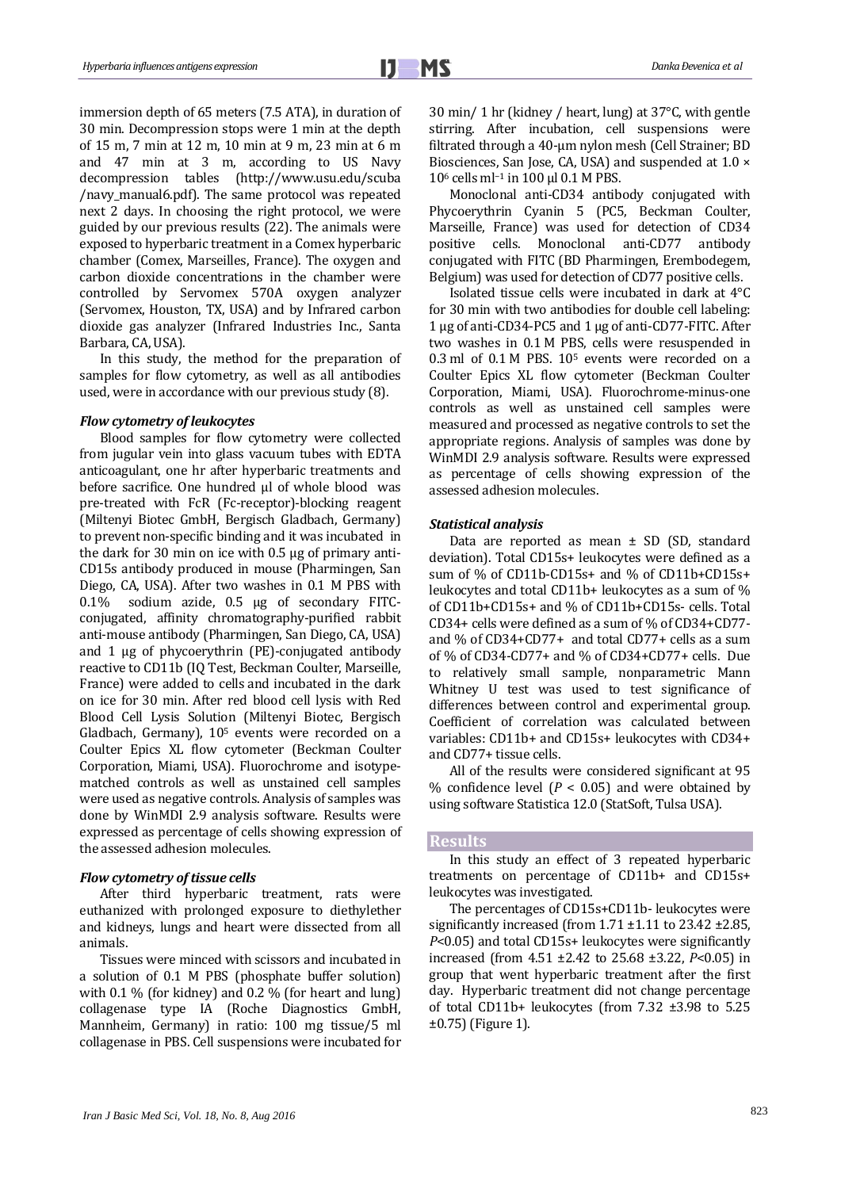immersion depth of 65 meters (7.5 ATA), in duration of 30 min. Decompression stops were 1 min at the depth of 15 m, 7 min at 12 m, 10 min at 9 m, 23 min at 6 m and 47 min at 3 m, according to US Navy decompression tables (http://www.usu.edu/scuba /navy_manual6.pdf). The same protocol was repeated next 2 days. In choosing the right protocol, we were guided by our previous results (22). The animals were exposed to hyperbaric treatment in a Comex hyperbaric chamber (Comex, Marseilles, France). The oxygen and carbon dioxide concentrations in the chamber were controlled by Servomex 570A oxygen analyzer (Servomex, Houston, TX, USA) and by Infrared carbon dioxide gas analyzer (Infrared Industries Inc., Santa Barbara, CA, USA).

In this study, the method for the preparation of samples for flow cytometry, as well as all antibodies used, were in accordance with our previous study (8).

### *Flow cytometry of leukocytes*

Blood samples for flow cytometry were collected from jugular vein into glass vacuum tubes with EDTA anticoagulant, one hr after hyperbaric treatments and before sacrifice. One hundred µl of whole blood was pre-treated with FcR (Fc-receptor)-blocking reagent (Miltenyi Biotec GmbH, Bergisch Gladbach, Germany) to prevent non-specific binding and it was incubated in the dark for 30 min on ice with 0.5 µg of primary anti-CD15s antibody produced in mouse (Pharmingen, San Diego, CA, USA). After two washes in 0.1 M PBS with 0.1% sodium azide, 0.5 µg of secondary FITC-conjugated, affinity chromatography-purified rabbit anti-mouse antibody (Pharmingen, San Diego, CA, USA) and 1 µg of phycoerythrin (PE)-conjugated antibody reactive to CD11b (IQ Test, Beckman Coulter, Marseille, France) were added to cells and incubated in the dark on ice for 30 min. After red blood cell lysis with Red Blood Cell Lysis Solution (Miltenyi Biotec, Bergisch Gladbach, Germany), $10^5$ events were recorded on a Coulter Epics XL flow cytometer (Beckman Coulter Corporation, Miami, USA). Fluorochrome and isotype-matched controls as well as unstained cell samples were used as negative controls. Analysis of samples was done by WinMDI 2.9 analysis software. Results were expressed as percentage of cells showing expression of the assessed adhesion molecules.

### *Flow cytometry of tissue cells*

After third hyperbaric treatment, rats were euthanized with prolonged exposure to diethylether and kidneys, lungs and heart were dissected from all animals.

Tissues were minced with scissors and incubated in a solution of 0.1 M PBS (phosphate buffer solution) with 0.1 % (for kidney) and 0.2 % (for heart and lung) collagenase type IA (Roche Diagnostics GmbH, Mannheim, Germany) in ratio: 100 mg tissue/5 ml collagenase in PBS. Cell suspensions were incubated for 30 min/ 1 hr (kidney / heart, lung) at 37°C, with gentle stirring. After incubation, cell suspensions were filtrated through a 40-µm nylon mesh (Cell Strainer; BD Biosciences, San Jose, CA, USA) and suspended at $1.0 \times 10^6$ cells ml$^{-1}$ in 100 µl 0.1 M PBS.

Monoclonal anti-CD34 antibody conjugated with Phycoerythrin Cyanin 5 (PC5, Beckman Coulter, Marseille, France) was used for detection of CD34 positive cells. Monoclonal anti-CD77 antibody conjugated with FITC (BD Pharmingen, Erembodegem, Belgium) was used for detection of CD77 positive cells.

Isolated tissue cells were incubated in dark at 4°C for 30 min with two antibodies for double cell labeling: 1 µg of anti-CD34-PC5 and 1 µg of anti-CD77-FITC. After two washes in 0.1 M PBS, cells were resuspended in 0.3 ml of 0.1 M PBS. $10^5$ events were recorded on a Coulter Epics XL flow cytometer (Beckman Coulter Corporation, Miami, USA). Fluorochrome-minus-one controls as well as unstained cell samples were measured and processed as negative controls to set the appropriate regions. Analysis of samples was done by WinMDI 2.9 analysis software. Results were expressed as percentage of cells showing expression of the assessed adhesion molecules.

### *Statistical analysis*

Data are reported as mean ± SD (SD, standard deviation). Total CD15s+ leukocytes were defined as a sum of % of CD11b-CD15s+ and % of CD11b+CD15s+ leukocytes and total CD11b+ leukocytes as a sum of % of CD11b+CD15s+ and % of CD11b+CD15s- cells. Total CD34+ cells were defined as a sum of % of CD34+CD77- and % of CD34+CD77+ and total CD77+ cells as a sum of % of CD34-CD77+ and % of CD34+CD77+ cells. Due to relatively small sample, nonparametric Mann Whitney U test was used to test significance of differences between control and experimental group. Coefficient of correlation was calculated between variables: CD11b+ and CD15s+ leukocytes with CD34+ and CD77+ tissue cells.

All of the results were considered significant at 95 % confidence level ($P < 0.05$) and were obtained by using software Statistica 12.0 (StatSoft, Tulsa USA).

## Results

In this study an effect of 3 repeated hyperbaric treatments on percentage of CD11b+ and CD15s+ leukocytes was investigated.

The percentages of CD15s+CD11b- leukocytes were significantly increased (from 1.71 ±1.11 to 23.42 ±2.85, $P$<0.05) and total CD15s+ leukocytes were significantly increased (from 4.51 ±2.42 to 25.68 ±3.22, $P$<0.05) in group that went hyperbaric treatment after the first day. Hyperbaric treatment did not change percentage of total CD11b+ leukocytes (from 7.32 ±3.98 to 5.25 ±0.75) (Figure 1).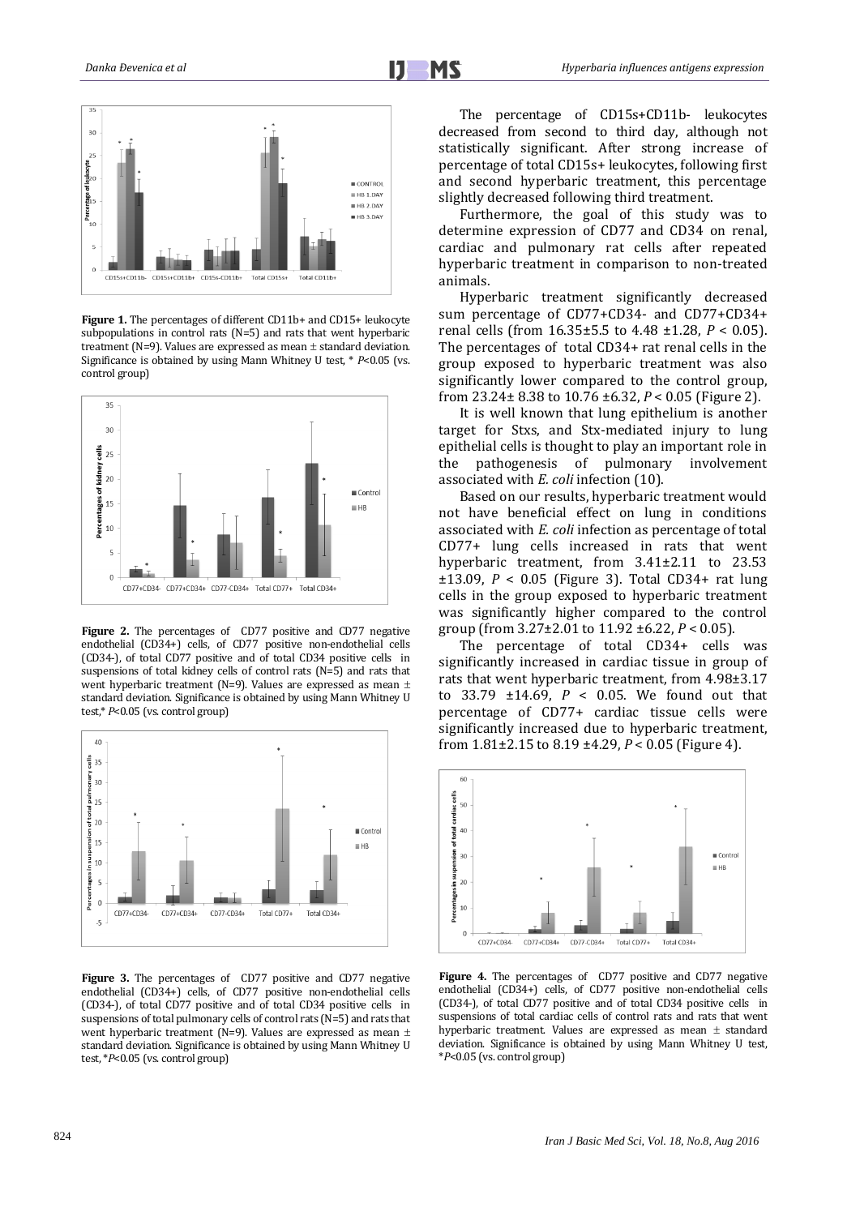**Figure 1.** The percentages of different CD11b+ and CD15+ leukocyte subpopulations in control rats (N=5) and rats that went hyperbaric treatment (N=9). Values are expressed as mean ± standard deviation. Significance is obtained by using Mann Whitney U test, * *P*<0.05 (vs. control group)

**Figure 2.** The percentages of CD77 positive and CD77 negative endothelial (CD34+) cells, of CD77 positive non-endothelial cells (CD34-), of total CD77 positive and of total CD34 positive cells in suspensions of total kidney cells of control rats (N=5) and rats that went hyperbaric treatment (N=9). Values are expressed as mean ± standard deviation. Significance is obtained by using Mann Whitney U test,* *P*<0.05 (vs. control group)

**Figure 3.** The percentages of CD77 positive and CD77 negative endothelial (CD34+) cells, of CD77 positive non-endothelial cells (CD34-), of total CD77 positive and of total CD34 positive cells in suspensions of total pulmonary cells of control rats (N=5) and rats that went hyperbaric treatment (N=9). Values are expressed as mean ± standard deviation. Significance is obtained by using Mann Whitney U test, **P*<0.05 (vs. control group)

The percentage of CD15s+CD11b- leukocytes decreased from second to third day, although not statistically significant. After strong increase of percentage of total CD15s+ leukocytes, following first and second hyperbaric treatment, this percentage slightly decreased following third treatment.

Furthermore, the goal of this study was to determine expression of CD77 and CD34 on renal, cardiac and pulmonary rat cells after repeated hyperbaric treatment in comparison to non-treated animals.

Hyperbaric treatment significantly decreased sum percentage of CD77+CD34- and CD77+CD34+ renal cells (from 16.35±5.5 to 4.48 ±1.28, $P < 0.05$). The percentages of total CD34+ rat renal cells in the group exposed to hyperbaric treatment was also significantly lower compared to the control group, from 23.24± 8.38 to 10.76 ±6.32, $P < 0.05$ (Figure 2).

It is well known that lung epithelium is another target for Stxs, and Stx-mediated injury to lung epithelial cells is thought to play an important role in the pathogenesis of pulmonary involvement associated with *E. coli* infection (10).

Based on our results, hyperbaric treatment would not have beneficial effect on lung in conditions associated with *E. coli* infection as percentage of total CD77+ lung cells increased in rats that went hyperbaric treatment, from 3.41±2.11 to 23.53 ±13.09, $P < 0.05$ (Figure 3). Total CD34+ rat lung cells in the group exposed to hyperbaric treatment was significantly higher compared to the control group (from 3.27±2.01 to 11.92 ±6.22, $P < 0.05$).

The percentage of total CD34+ cells was significantly increased in cardiac tissue in group of rats that went hyperbaric treatment, from 4.98±3.17 to 33.79 ±14.69, $P < 0.05$. We found out that percentage of CD77+ cardiac tissue cells were significantly increased due to hyperbaric treatment, from 1.81±2.15 to 8.19 ±4.29, $P < 0.05$ (Figure 4).

**Figure 4.** The percentages of CD77 positive and CD77 negative endothelial (CD34+) cells, of CD77 positive non-endothelial cells (CD34-), of total CD77 positive and of total CD34 positive cells in suspensions of total cardiac cells of control rats and rats that went hyperbaric treatment. Values are expressed as mean ± standard deviation. Significance is obtained by using Mann Whitney U test, **P*<0.05 (vs. control group)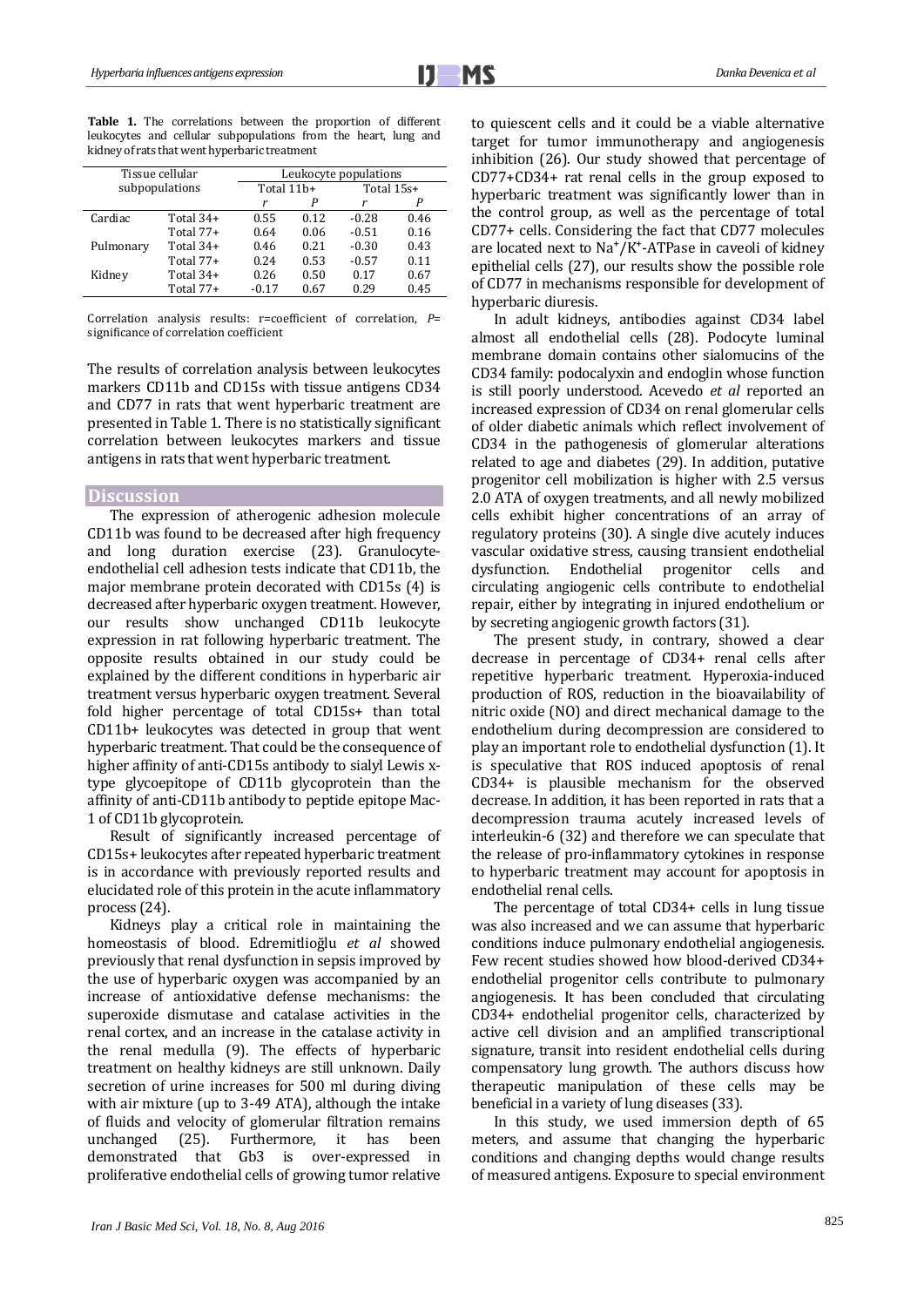**Table 1.** The correlations between the proportion of different leukocytes and cellular subpopulations from the heart, lung and kidney of rats that went hyperbaric treatment

| Tissue cellular subpopulations | | Leukocyte populations | | | |
|---|---|---|---|---|---|
| | | Total 11b+ | | Total 15s+ | |
| | | r | P | r | P |
| Cardiac | Total 34+ | 0.55 | 0.12 | -0.28 | 0.46 |
| | Total 77+ | 0.64 | 0.06 | -0.51 | 0.16 |
| Pulmonary | Total 34+ | 0.46 | 0.21 | -0.30 | 0.43 |
| | Total 77+ | 0.24 | 0.53 | -0.57 | 0.11 |
| Kidney | Total 34+ | 0.26 | 0.50 | 0.17 | 0.67 |
| | Total 77+ | -0.17 | 0.67 | 0.29 | 0.45 |

Correlation analysis results: r=coefficient of correlation, *P*= significance of correlation coefficient

The results of correlation analysis between leukocytes markers CD11b and CD15s with tissue antigens CD34 and CD77 in rats that went hyperbaric treatment are presented in Table 1. There is no statistically significant correlation between leukocytes markers and tissue antigens in rats that went hyperbaric treatment.

## Discussion

The expression of atherogenic adhesion molecule CD11b was found to be decreased after high frequency and long duration exercise (23). Granulocyte-endothelial cell adhesion tests indicate that CD11b, the major membrane protein decorated with CD15s (4) is decreased after hyperbaric oxygen treatment. However, our results show unchanged CD11b leukocyte expression in rat following hyperbaric treatment. The opposite results obtained in our study could be explained by the different conditions in hyperbaric air treatment versus hyperbaric oxygen treatment. Several fold higher percentage of total CD15s+ than total CD11b+ leukocytes was detected in group that went hyperbaric treatment. That could be the consequence of higher affinity of anti-CD15s antibody to sialyl Lewis x-type glycoepitope of CD11b glycoprotein than the affinity of anti-CD11b antibody to peptide epitope Mac-1 of CD11b glycoprotein.

Result of significantly increased percentage of CD15s+ leukocytes after repeated hyperbaric treatment is in accordance with previously reported results and elucidated role of this protein in the acute inflammatory process (24).

Kidneys play a critical role in maintaining the homeostasis of blood. Edremitlioğlu *et al* showed previously that renal dysfunction in sepsis improved by the use of hyperbaric oxygen was accompanied by an increase of antioxidative defense mechanisms: the superoxide dismutase and catalase activities in the renal cortex, and an increase in the catalase activity in the renal medulla (9). The effects of hyperbaric treatment on healthy kidneys are still unknown. Daily secretion of urine increases for 500 ml during diving with air mixture (up to 3-49 ATA), although the intake of fluids and velocity of glomerular filtration remains unchanged (25). Furthermore, it has been demonstrated that Gb3 is over-expressed in proliferative endothelial cells of growing tumor relative to quiescent cells and it could be a viable alternative target for tumor immunotherapy and angiogenesis inhibition (26). Our study showed that percentage of CD77+CD34+ rat renal cells in the group exposed to hyperbaric treatment was significantly lower than in the control group, as well as the percentage of total CD77+ cells. Considering the fact that CD77 molecules are located next to $Na^+/K^+$-ATPase in caveoli of kidney epithelial cells (27), our results show the possible role of CD77 in mechanisms responsible for development of hyperbaric diuresis.

In adult kidneys, antibodies against CD34 label almost all endothelial cells (28). Podocyte luminal membrane domain contains other sialomucins of the CD34 family: podocalyxin and endoglin whose function is still poorly understood. Acevedo *et al* reported an increased expression of CD34 on renal glomerular cells of older diabetic animals which reflect involvement of CD34 in the pathogenesis of glomerular alterations related to age and diabetes (29). In addition, putative progenitor cell mobilization is higher with 2.5 versus 2.0 ATA of oxygen treatments, and all newly mobilized cells exhibit higher concentrations of an array of regulatory proteins (30). A single dive acutely induces vascular oxidative stress, causing transient endothelial dysfunction. Endothelial progenitor cells and circulating angiogenic cells contribute to endothelial repair, either by integrating in injured endothelium or by secreting angiogenic growth factors (31).

The present study, in contrary, showed a clear decrease in percentage of CD34+ renal cells after repetitive hyperbaric treatment. Hyperoxia-induced production of ROS, reduction in the bioavailability of nitric oxide (NO) and direct mechanical damage to the endothelium during decompression are considered to play an important role to endothelial dysfunction (1). It is speculative that ROS induced apoptosis of renal CD34+ is plausible mechanism for the observed decrease. In addition, it has been reported in rats that a decompression trauma acutely increased levels of interleukin-6 (32) and therefore we can speculate that the release of pro-inflammatory cytokines in response to hyperbaric treatment may account for apoptosis in endothelial renal cells.

The percentage of total CD34+ cells in lung tissue was also increased and we can assume that hyperbaric conditions induce pulmonary endothelial angiogenesis. Few recent studies showed how blood-derived CD34+ endothelial progenitor cells contribute to pulmonary angiogenesis. It has been concluded that circulating CD34+ endothelial progenitor cells, characterized by active cell division and an amplified transcriptional signature, transit into resident endothelial cells during compensatory lung growth. The authors discuss how therapeutic manipulation of these cells may be beneficial in a variety of lung diseases (33).

In this study, we used immersion depth of 65 meters, and assume that changing the hyperbaric conditions and changing depths would change results of measured antigens. Exposure to special environment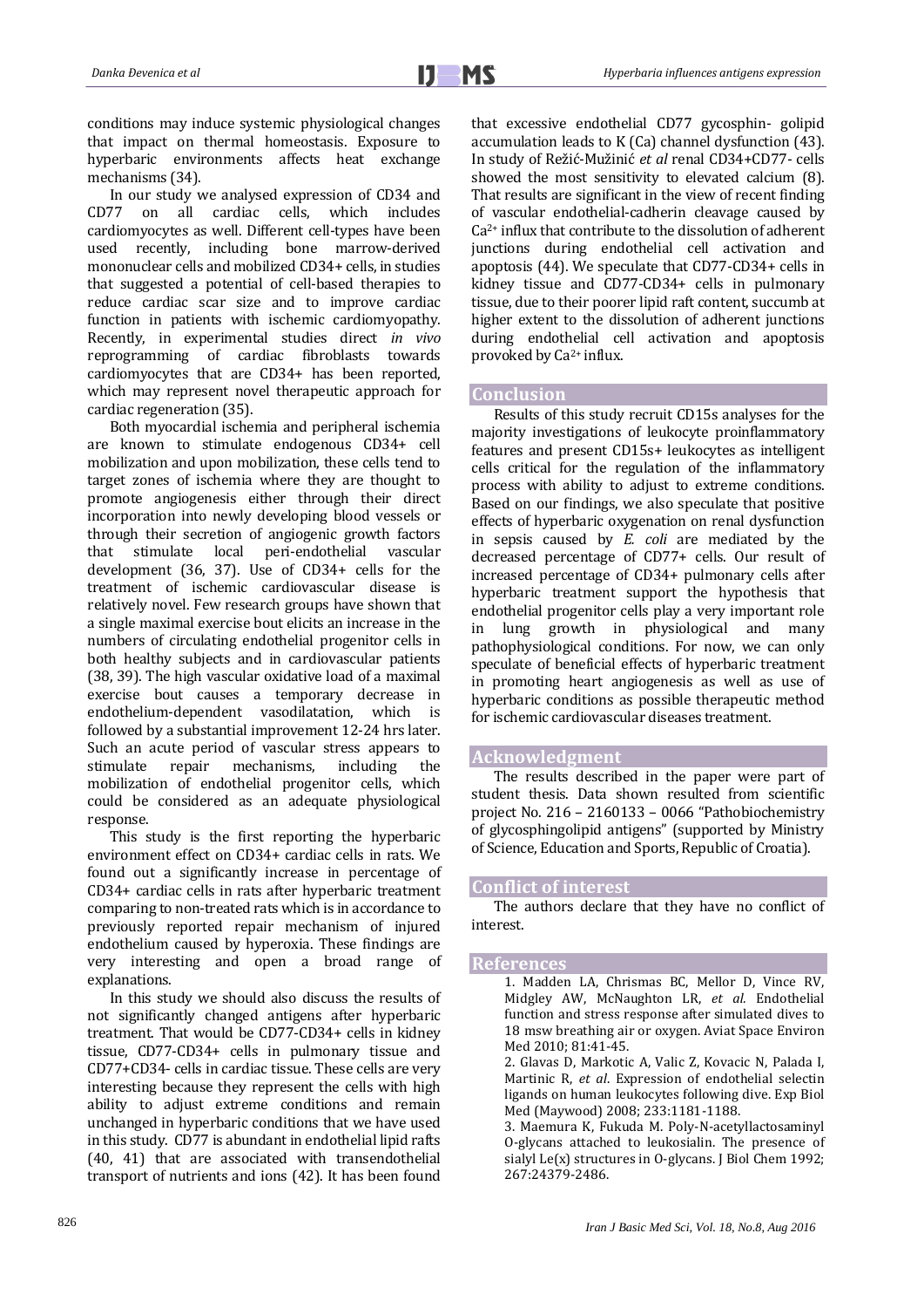conditions may induce systemic physiological changes that impact on thermal homeostasis. Exposure to hyperbaric environments affects heat exchange mechanisms (34).

In our study we analysed expression of CD34 and CD77 on all cardiac cells, which includes cardiomyocytes as well. Different cell-types have been used recently, including bone marrow-derived mononuclear cells and mobilized CD34+ cells, in studies that suggested a potential of cell-based therapies to reduce cardiac scar size and to improve cardiac function in patients with ischemic cardiomyopathy. Recently, in experimental studies direct *in vivo* reprogramming of cardiac fibroblasts towards cardiomyocytes that are CD34+ has been reported, which may represent novel therapeutic approach for cardiac regeneration (35).

Both myocardial ischemia and peripheral ischemia are known to stimulate endogenous CD34+ cell mobilization and upon mobilization, these cells tend to target zones of ischemia where they are thought to promote angiogenesis either through their direct incorporation into newly developing blood vessels or through their secretion of angiogenic growth factors that stimulate local peri-endothelial vascular development (36, 37). Use of CD34+ cells for the treatment of ischemic cardiovascular disease is relatively novel. Few research groups have shown that a single maximal exercise bout elicits an increase in the numbers of circulating endothelial progenitor cells in both healthy subjects and in cardiovascular patients (38, 39). The high vascular oxidative load of a maximal exercise bout causes a temporary decrease in endothelium-dependent vasodilatation, which is followed by a substantial improvement 12-24 hrs later. Such an acute period of vascular stress appears to stimulate repair mechanisms, including the mobilization of endothelial progenitor cells, which could be considered as an adequate physiological response.

This study is the first reporting the hyperbaric environment effect on CD34+ cardiac cells in rats. We found out a significantly increase in percentage of CD34+ cardiac cells in rats after hyperbaric treatment comparing to non-treated rats which is in accordance to previously reported repair mechanism of injured endothelium caused by hyperoxia. These findings are very interesting and open a broad range of explanations.

In this study we should also discuss the results of not significantly changed antigens after hyperbaric treatment. That would be CD77-CD34+ cells in kidney tissue, CD77-CD34+ cells in pulmonary tissue and CD77+CD34- cells in cardiac tissue. These cells are very interesting because they represent the cells with high ability to adjust extreme conditions and remain unchanged in hyperbaric conditions that we have used in this study. CD77 is abundant in endothelial lipid rafts (40, 41) that are associated with transendothelial transport of nutrients and ions (42). It has been found that excessive endothelial CD77 gycosphin- golipid accumulation leads to K (Ca) channel dysfunction (43). In study of Režić-Mužinić *et al* renal CD34+CD77- cells showed the most sensitivity to elevated calcium (8). That results are significant in the view of recent finding of vascular endothelial-cadherin cleavage caused by $Ca^{2+}$ influx that contribute to the dissolution of adherent junctions during endothelial cell activation and apoptosis (44). We speculate that CD77-CD34+ cells in kidney tissue and CD77-CD34+ cells in pulmonary tissue, due to their poorer lipid raft content, succumb at higher extent to the dissolution of adherent junctions during endothelial cell activation and apoptosis provoked by $Ca^{2+}$ influx.

## Conclusion

Results of this study recruit CD15s analyses for the majority investigations of leukocyte proinflammatory features and present CD15s+ leukocytes as intelligent cells critical for the regulation of the inflammatory process with ability to adjust to extreme conditions. Based on our findings, we also speculate that positive effects of hyperbaric oxygenation on renal dysfunction in sepsis caused by *E. coli* are mediated by the decreased percentage of CD77+ cells. Our result of increased percentage of CD34+ pulmonary cells after hyperbaric treatment support the hypothesis that endothelial progenitor cells play a very important role in lung growth in physiological and many pathophysiological conditions. For now, we can only speculate of beneficial effects of hyperbaric treatment in promoting heart angiogenesis as well as use of hyperbaric conditions as possible therapeutic method for ischemic cardiovascular diseases treatment.

## Acknowledgment

The results described in the paper were part of student thesis. Data shown resulted from scientific project No. 216 – 2160133 – 0066 "Pathobiochemistry of glycosphingolipid antigens" (supported by Ministry of Science, Education and Sports, Republic of Croatia).

## Conflict of interest

The authors declare that they have no conflict of interest.

## References

1. Madden LA, Chrismas BC, Mellor D, Vince RV, Midgley AW, McNaughton LR, *et al.* Endothelial function and stress response after simulated dives to 18 msw breathing air or oxygen. Aviat Space Environ Med 2010; 81:41-45.
2. Glavas D, Markotic A, Valic Z, Kovacic N, Palada I, Martinic R, *et al*. Expression of endothelial selectin ligands on human leukocytes following dive. Exp Biol Med (Maywood) 2008; 233:1181-1188.
3. Maemura K, Fukuda M. Poly-N-acetyllactosaminyl O-glycans attached to leukosialin. The presence of sialyl Le(x) structures in O-glycans. J Biol Chem 1992; 267:24379-2486.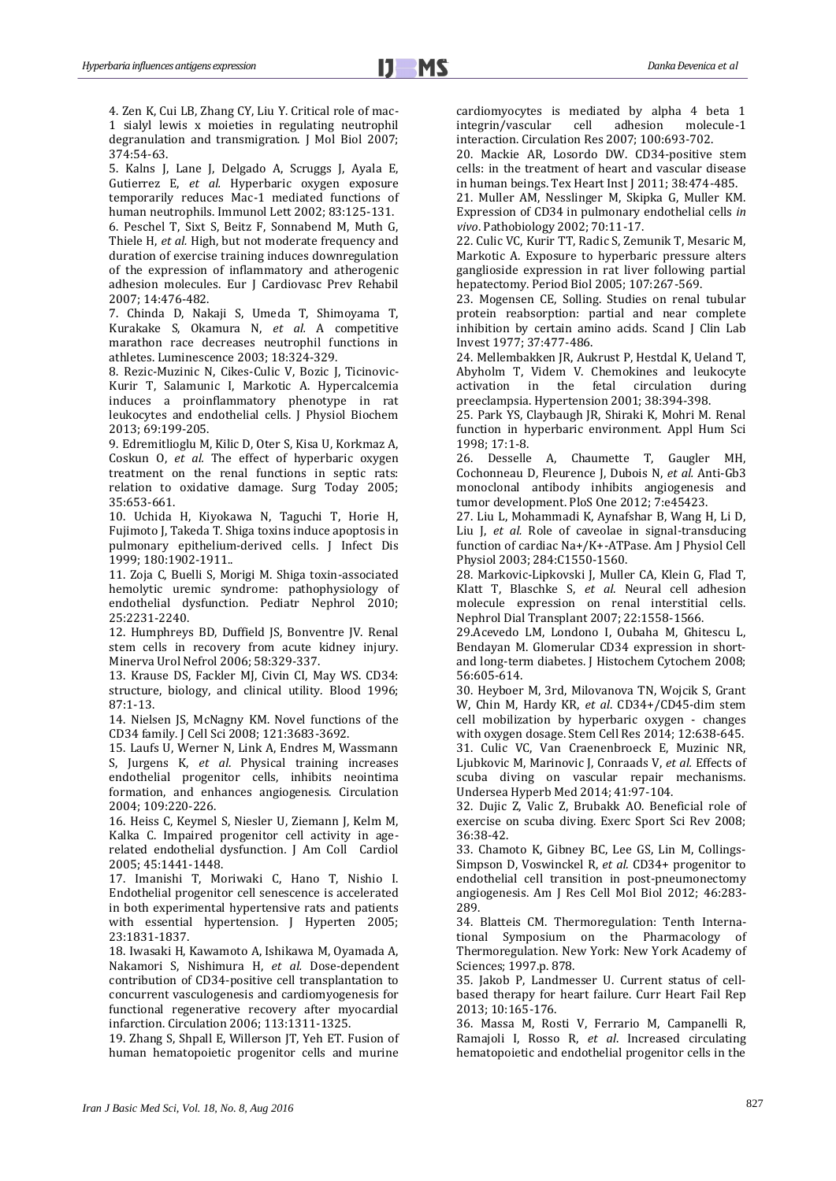4. Zen K, Cui LB, Zhang CY, Liu Y. Critical role of mac-1 sialyl lewis x moieties in regulating neutrophil degranulation and transmigration. J Mol Biol 2007; 374:54-63.

5. Kalns J, Lane J, Delgado A, Scruggs J, Ayala E, Gutierrez E, *et al.* Hyperbaric oxygen exposure temporarily reduces Mac-1 mediated functions of human neutrophils. Immunol Lett 2002; 83:125-131.

6. Peschel T, Sixt S, Beitz F, Sonnabend M, Muth G, Thiele H, *et al.* High, but not moderate frequency and duration of exercise training induces downregulation of the expression of inflammatory and atherogenic adhesion molecules. Eur J Cardiovasc Prev Rehabil 2007; 14:476-482.

7. Chinda D, Nakaji S, Umeda T, Shimoyama T, Kurakake S, Okamura N, *et al.* A competitive marathon race decreases neutrophil functions in athletes. Luminescence 2003; 18:324-329.

8. Rezic-Muzinic N, Cikes-Culic V, Bozic J, Ticinovic-Kurir T, Salamunic I, Markotic A. Hypercalcemia induces a proinflammatory phenotype in rat leukocytes and endothelial cells. J Physiol Biochem 2013; 69:199-205.

9. Edremitlioglu M, Kilic D, Oter S, Kisa U, Korkmaz A, Coskun O, *et al.* The effect of hyperbaric oxygen treatment on the renal functions in septic rats: relation to oxidative damage. Surg Today 2005; 35:653-661.

10. Uchida H, Kiyokawa N, Taguchi T, Horie H, Fujimoto J, Takeda T. Shiga toxins induce apoptosis in pulmonary epithelium-derived cells. J Infect Dis 1999; 180:1902-1911..

11. Zoja C, Buelli S, Morigi M. Shiga toxin-associated hemolytic uremic syndrome: pathophysiology of endothelial dysfunction. Pediatr Nephrol 2010; 25:2231-2240.

12. Humphreys BD, Duffield JS, Bonventre JV. Renal stem cells in recovery from acute kidney injury. Minerva Urol Nefrol 2006; 58:329-337.

13. Krause DS, Fackler MJ, Civin CI, May WS. CD34: structure, biology, and clinical utility. Blood 1996; 87:1-13.

14. Nielsen JS, McNagny KM. Novel functions of the CD34 family. J Cell Sci 2008; 121:3683-3692.

15. Laufs U, Werner N, Link A, Endres M, Wassmann S, Jurgens K, *et al*. Physical training increases endothelial progenitor cells, inhibits neointima formation, and enhances angiogenesis. Circulation 2004; 109:220-226.

16. Heiss C, Keymel S, Niesler U, Ziemann J, Kelm M, Kalka C. Impaired progenitor cell activity in age-related endothelial dysfunction. J Am Coll Cardiol 2005; 45:1441-1448.

17. Imanishi T, Moriwaki C, Hano T, Nishio I. Endothelial progenitor cell senescence is accelerated in both experimental hypertensive rats and patients with essential hypertension. J Hyperten 2005; 23:1831-1837.

18. Iwasaki H, Kawamoto A, Ishikawa M, Oyamada A, Nakamori S, Nishimura H, *et al.* Dose-dependent contribution of CD34-positive cell transplantation to concurrent vasculogenesis and cardiomyogenesis for functional regenerative recovery after myocardial infarction. Circulation 2006; 113:1311-1325.

19. Zhang S, Shpall E, Willerson JT, Yeh ET. Fusion of human hematopoietic progenitor cells and murine cardiomyocytes is mediated by alpha 4 beta 1 integrin/vascular cell adhesion molecule-1 interaction. Circulation Res 2007; 100:693-702.

20. Mackie AR, Losordo DW. CD34-positive stem cells: in the treatment of heart and vascular disease in human beings. Tex Heart Inst J 2011; 38:474-485.

21. Muller AM, Nesslinger M, Skipka G, Muller KM. Expression of CD34 in pulmonary endothelial cells *in vivo*. Pathobiology 2002; 70:11-17.

22. Culic VC, Kurir TT, Radic S, Zemunik T, Mesaric M, Markotic A. Exposure to hyperbaric pressure alters ganglioside expression in rat liver following partial hepatectomy. Period Biol 2005; 107:267-569.

23. Mogensen CE, Solling. Studies on renal tubular protein reabsorption: partial and near complete inhibition by certain amino acids. Scand J Clin Lab Invest 1977; 37:477-486.

24. Mellembakken JR, Aukrust P, Hestdal K, Ueland T, Abyholm T, Videm V. Chemokines and leukocyte activation in the fetal circulation during preeclampsia. Hypertension 2001; 38:394-398.

25. Park YS, Claybaugh JR, Shiraki K, Mohri M. Renal function in hyperbaric environment. Appl Hum Sci 1998; 17:1-8.

26. Desselle A, Chaumette T, Gaugler MH, Cochonneau D, Fleurence J, Dubois N, *et al.* Anti-Gb3 monoclonal antibody inhibits angiogenesis and tumor development. PloS One 2012; 7:e45423.

27. Liu L, Mohammadi K, Aynafshar B, Wang H, Li D, Liu J, *et al.* Role of caveolae in signal-transducing function of cardiac Na+/K+-ATPase. Am J Physiol Cell Physiol 2003; 284:C1550-1560.

28. Markovic-Lipkovski J, Muller CA, Klein G, Flad T, Klatt T, Blaschke S, *et al.* Neural cell adhesion molecule expression on renal interstitial cells. Nephrol Dial Transplant 2007; 22:1558-1566.

29.Acevedo LM, Londono I, Oubaha M, Ghitescu L, Bendayan M. Glomerular CD34 expression in short-and long-term diabetes. J Histochem Cytochem 2008; 56:605-614.

30. Heyboer M, 3rd, Milovanova TN, Wojcik S, Grant W, Chin M, Hardy KR, *et al*. CD34+/CD45-dim stem cell mobilization by hyperbaric oxygen - changes with oxygen dosage. Stem Cell Res 2014; 12:638-645.

31. Culic VC, Van Craenenbroeck E, Muzinic NR, Ljubkovic M, Marinovic J, Conraads V, *et al.* Effects of scuba diving on vascular repair mechanisms. Undersea Hyperb Med 2014; 41:97-104.

32. Dujic Z, Valic Z, Brubakk AO. Beneficial role of exercise on scuba diving. Exerc Sport Sci Rev 2008; 36:38-42.

33. Chamoto K, Gibney BC, Lee GS, Lin M, Collings-Simpson D, Voswinckel R, *et al.* CD34+ progenitor to endothelial cell transition in post-pneumonectomy angiogenesis. Am J Res Cell Mol Biol 2012; 46:283-289.

34. Blatteis CM. Thermoregulation: Tenth International Symposium on the Pharmacology of Thermoregulation. New York: New York Academy of Sciences; 1997.p. 878.

35. Jakob P, Landmesser U. Current status of cell-based therapy for heart failure. Curr Heart Fail Rep 2013; 10:165-176.

36. Massa M, Rosti V, Ferrario M, Campanelli R, Ramajoli I, Rosso R, *et al*. Increased circulating hematopoietic and endothelial progenitor cells in the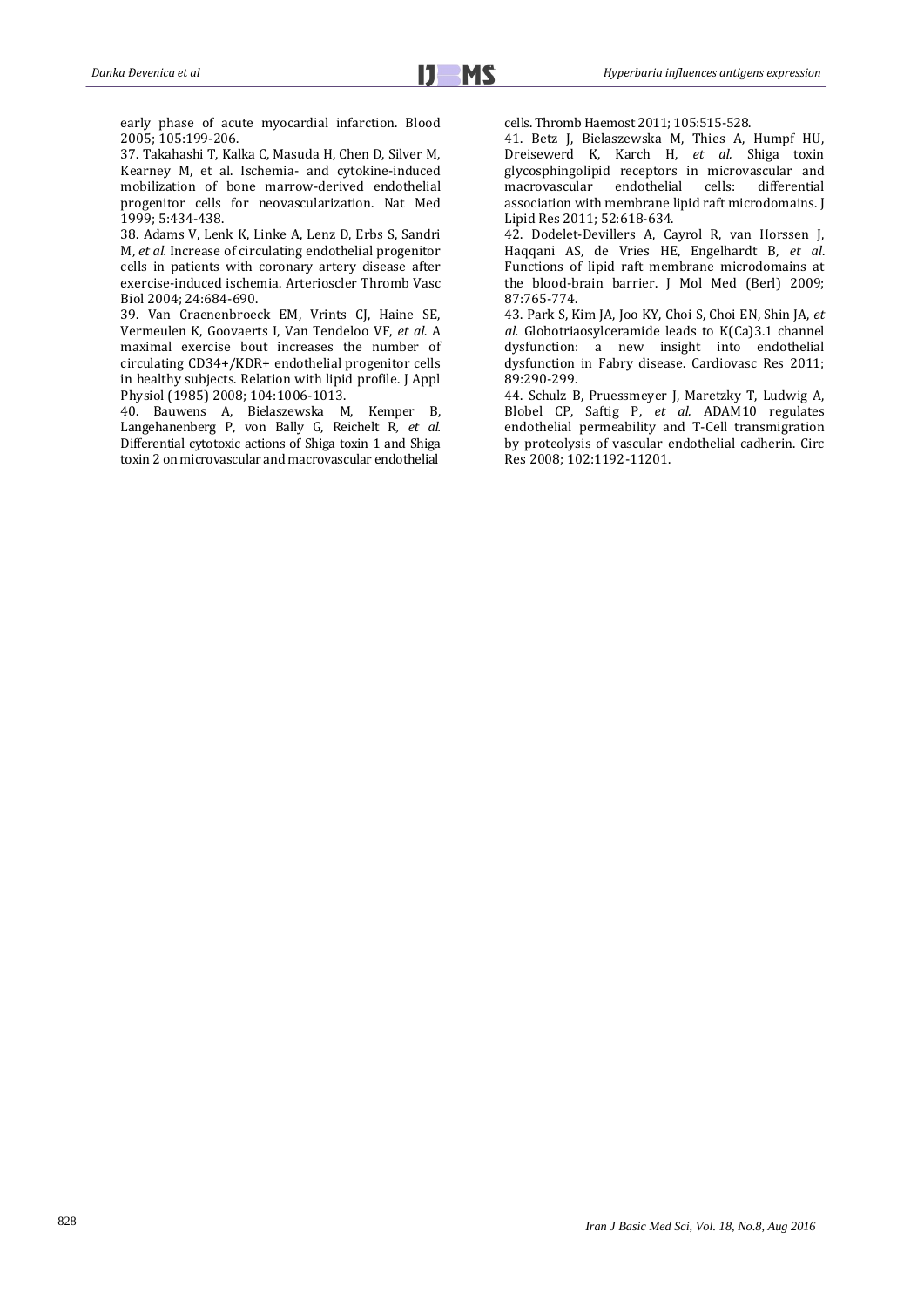early phase of acute myocardial infarction. Blood 2005; 105:199-206.

37. Takahashi T, Kalka C, Masuda H, Chen D, Silver M, Kearney M, et al. Ischemia- and cytokine-induced mobilization of bone marrow-derived endothelial progenitor cells for neovascularization. Nat Med 1999; 5:434-438.

38. Adams V, Lenk K, Linke A, Lenz D, Erbs S, Sandri M, *et al.* Increase of circulating endothelial progenitor cells in patients with coronary artery disease after exercise-induced ischemia. Arterioscler Thromb Vasc Biol 2004; 24:684-690.

39. Van Craenenbroeck EM, Vrints CJ, Haine SE, Vermeulen K, Goovaerts I, Van Tendeloo VF, *et al.* A maximal exercise bout increases the number of circulating CD34+/KDR+ endothelial progenitor cells in healthy subjects. Relation with lipid profile. J Appl Physiol (1985) 2008; 104:1006-1013.

40. Bauwens A, Bielaszewska M, Kemper B, Langehanenberg P, von Bally G, Reichelt R, *et al.* Differential cytotoxic actions of Shiga toxin 1 and Shiga toxin 2 on microvascular and macrovascular endothelial cells. Thromb Haemost 2011; 105:515-528.

41. Betz J, Bielaszewska M, Thies A, Humpf HU, Dreisewerd K, Karch H, *et al.* Shiga toxin glycosphingolipid receptors in microvascular and macrovascular endothelial cells: differential association with membrane lipid raft microdomains. J Lipid Res 2011; 52:618-634.

42. Dodelet-Devillers A, Cayrol R, van Horssen J, Haqqani AS, de Vries HE, Engelhardt B, *et al*. Functions of lipid raft membrane microdomains at the blood-brain barrier. J Mol Med (Berl) 2009; 87:765-774.

43. Park S, Kim JA, Joo KY, Choi S, Choi EN, Shin JA, *et al.* Globotriaosylceramide leads to K(Ca)3.1 channel dysfunction: a new insight into endothelial dysfunction in Fabry disease. Cardiovasc Res 2011; 89:290-299.

44. Schulz B, Pruessmeyer J, Maretzky T, Ludwig A, Blobel CP, Saftig P, *et al.* ADAM10 regulates endothelial permeability and T-Cell transmigration by proteolysis of vascular endothelial cadherin. Circ Res 2008; 102:1192-11201.